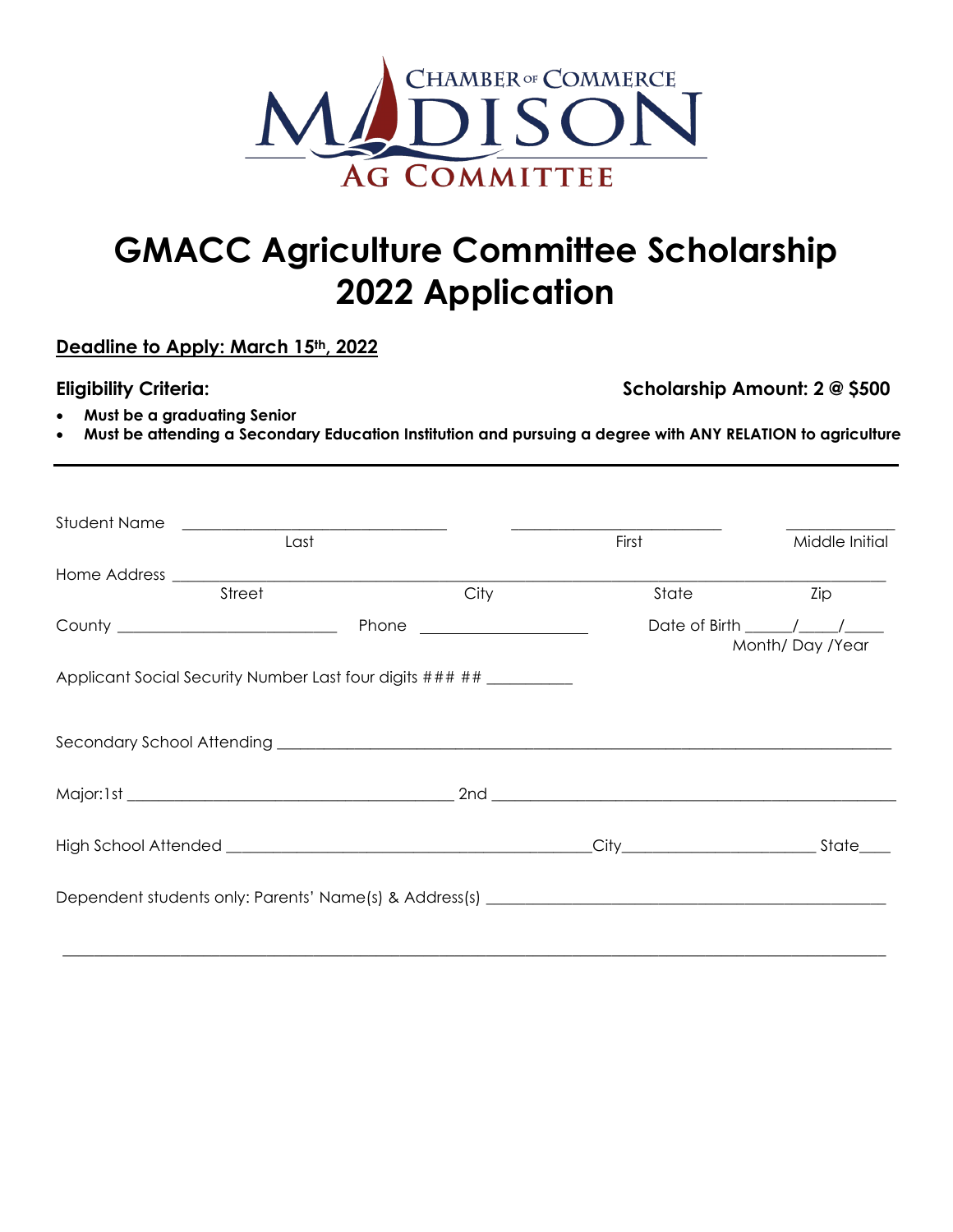CHAMBER OF COMMERCE
MADISON
AG COMMITTEE

# GMACC Agriculture Committee Scholarship 2022 Application

**Deadline to Apply: March 15th, 2022**

**Eligibility Criteria:** **Scholarship Amount: 2 @ $500**

- **Must be a graduating Senior**
- **Must be attending a Secondary Education Institution and pursuing a degree with ANY RELATION to agriculture**

---

Student Name ______________________________ ________________________ ____________
Last First Middle Initial

Home Address _______________________________________________________________________
Street City State Zip

County _________________________ Phone ___________________ Date of Birth _____/____/____
Month/ Day /Year

Applicant Social Security Number Last four digits ### ## __________

Secondary School Attending _______________________________________________________________

Major:1st ____________________________________ 2nd ____________________________________________

High School Attended __________________________________________City_____________________ State____

Dependent students only: Parents' Name(s) & Address(s) _____________________________________________

_______________________________________________________________________________________________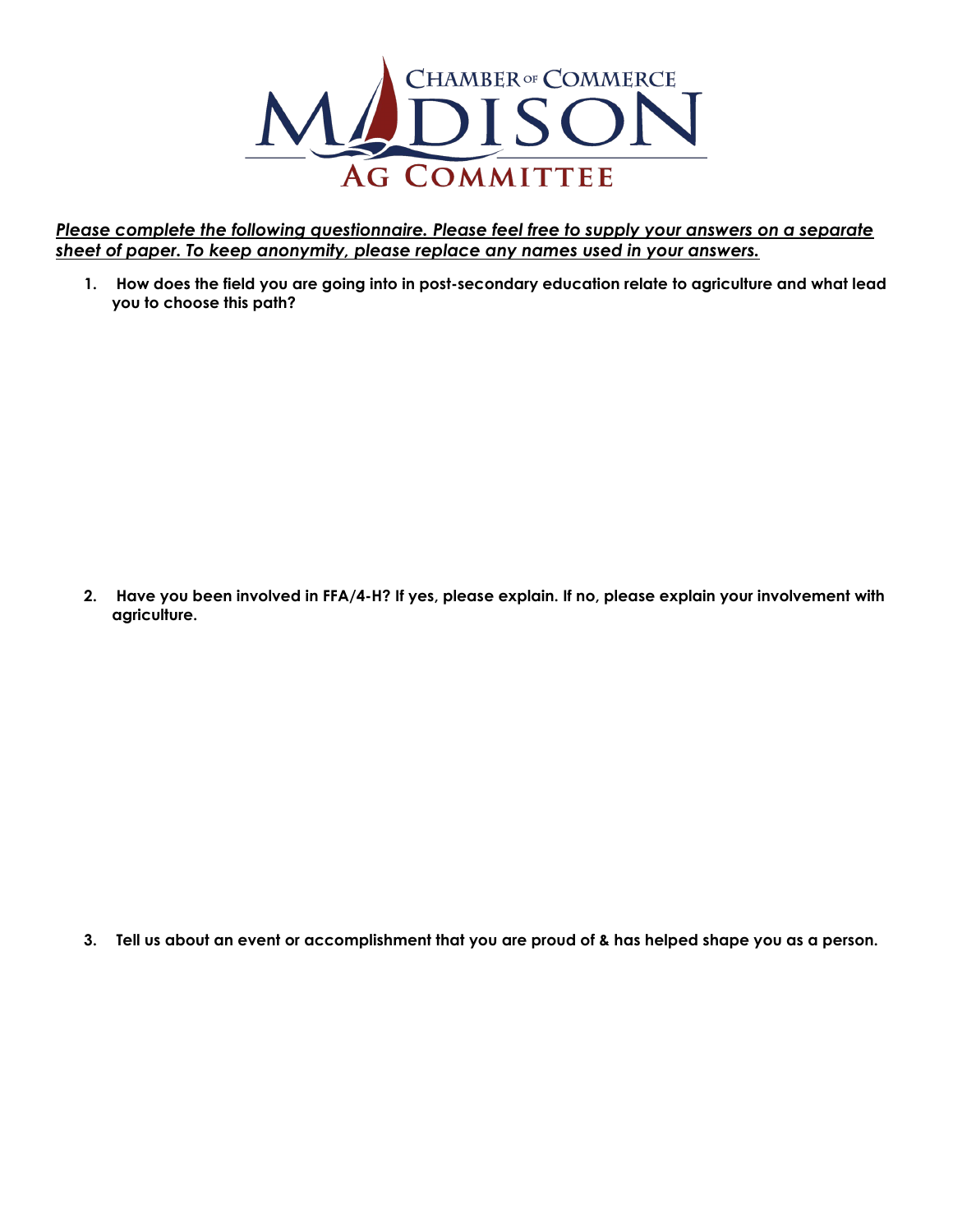# CHAMBER OF COMMERCE MADISON AG COMMITTEE

***Please complete the following questionnaire. Please feel free to supply your answers on a separate sheet of paper. To keep anonymity, please replace any names used in your answers.***

1. **How does the field you are going into in post-secondary education relate to agriculture and what lead you to choose this path?**

2. **Have you been involved in FFA/4-H? If yes, please explain. If no, please explain your involvement with agriculture.**

3. **Tell us about an event or accomplishment that you are proud of & has helped shape you as a person.**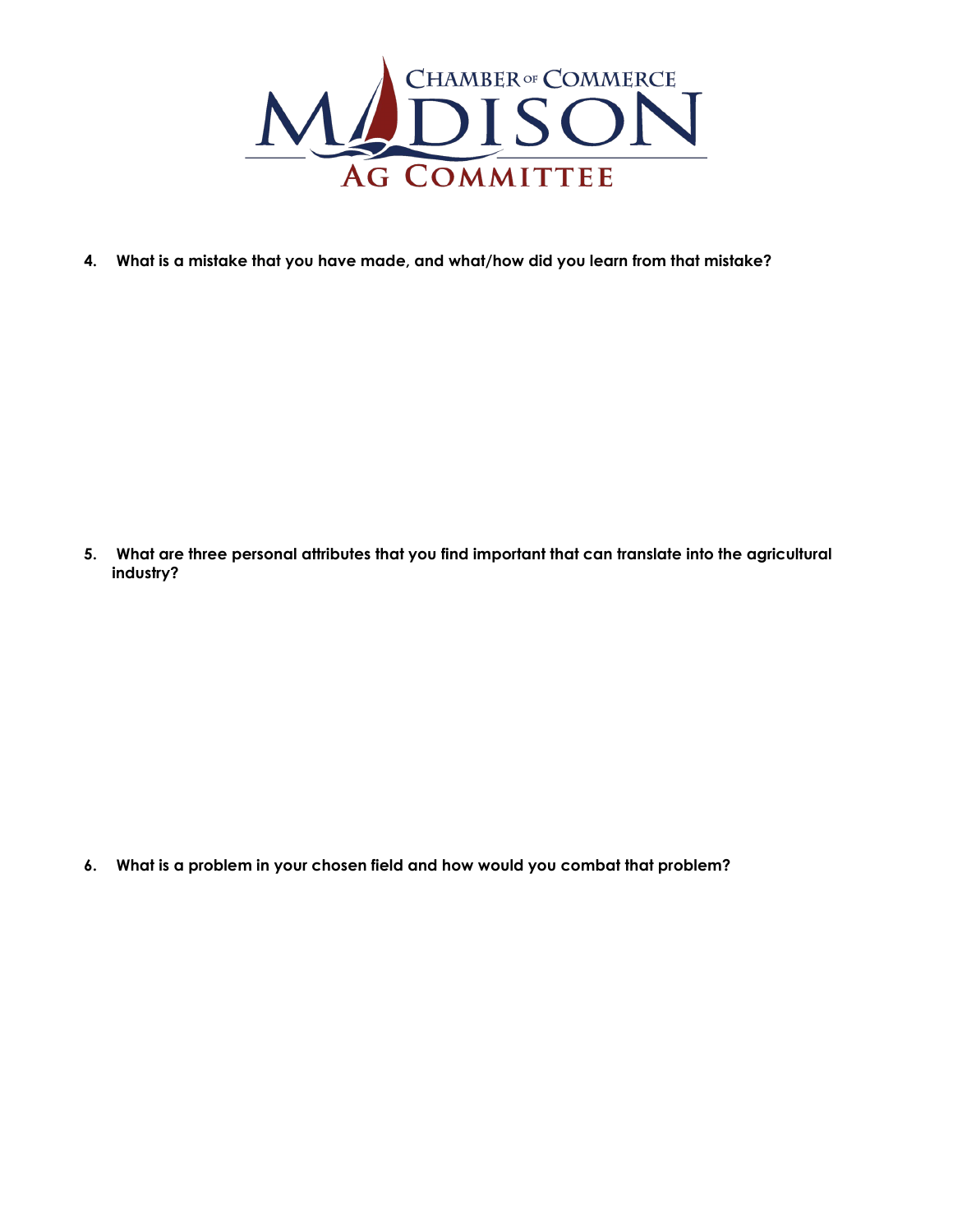**4. What is a mistake that you have made, and what/how did you learn from that mistake?**

**5. What are three personal attributes that you find important that can translate into the agricultural industry?**

**6. What is a problem in your chosen field and how would you combat that problem?**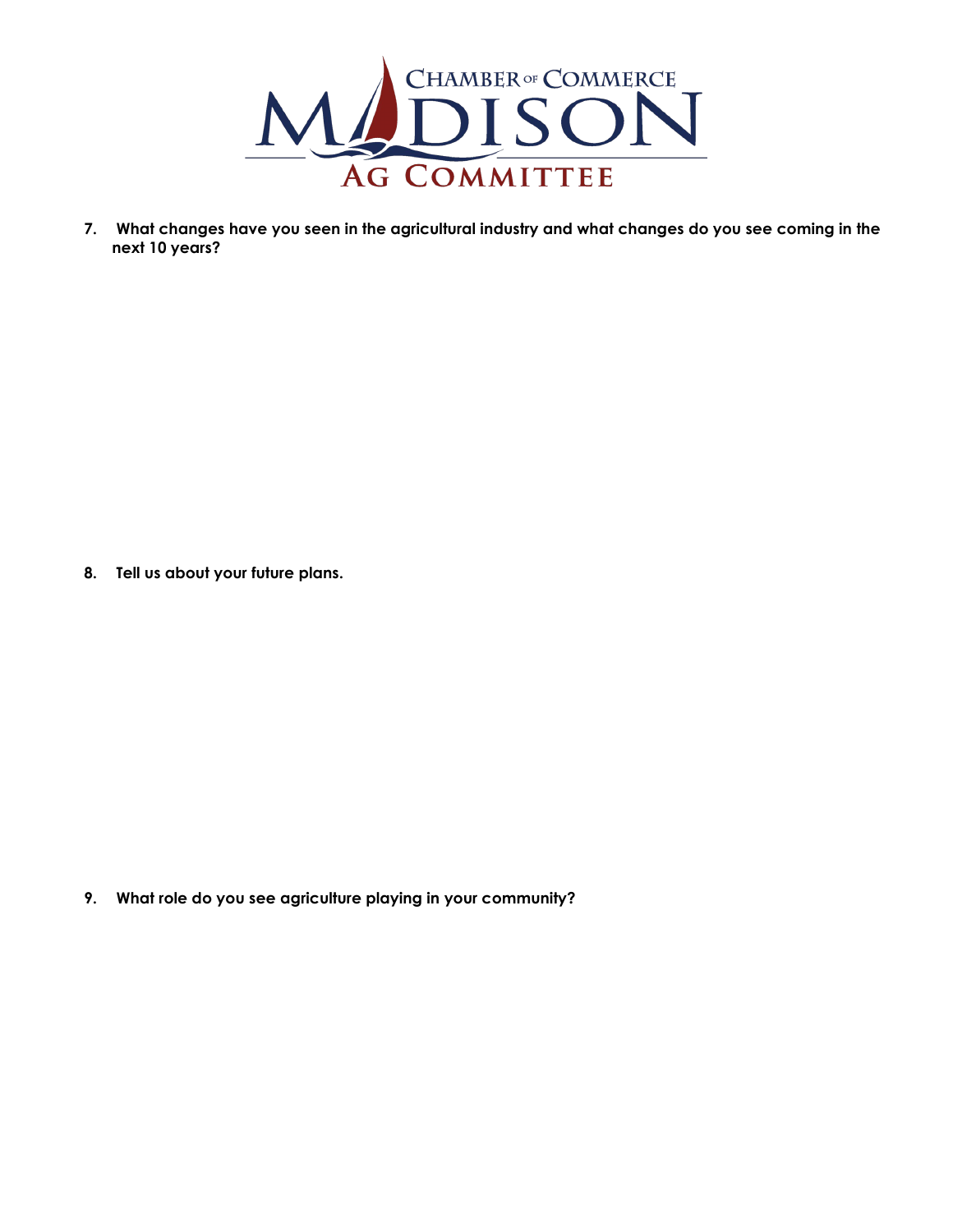CHAMBER OF COMMERCE
MADISON
AG COMMITTEE

7. **What changes have you seen in the agricultural industry and what changes do you see coming in the next 10 years?**

8. **Tell us about your future plans.**

9. **What role do you see agriculture playing in your community?**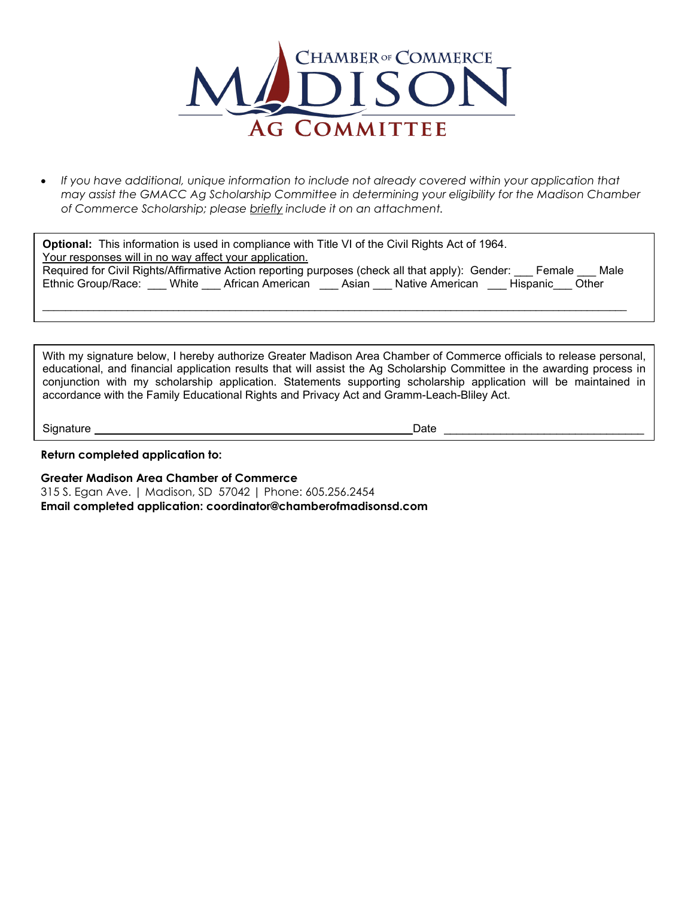Chamber of Commerce
# MADISON
AG COMMITTEE

- *If you have additional, unique information to include not already covered within your application that may assist the GMACC Ag Scholarship Committee in determining your eligibility for the Madison Chamber of Commerce Scholarship; please briefly include it on an attachment.*

**Optional:** This information is used in compliance with Title VI of the Civil Rights Act of 1964.
Your responses will in no way affect your application.
Required for Civil Rights/Affirmative Action reporting purposes (check all that apply): Gender: ___ Female ___ Male
Ethnic Group/Race: ___ White ___ African American ___ Asian ___ Native American ___ Hispanic___ Other

______________________________________________________________________________________________

With my signature below, I hereby authorize Greater Madison Area Chamber of Commerce officials to release personal, educational, and financial application results that will assist the Ag Scholarship Committee in the awarding process in conjunction with my scholarship application. Statements supporting scholarship application will be maintained in accordance with the Family Educational Rights and Privacy Act and Gramm-Leach-Bliley Act.

Signature ______________________________________ Date ______________________________

**Return completed application to:**

**Greater Madison Area Chamber of Commerce**
315 S. Egan Ave. | Madison, SD 57042 | Phone: 605.256.2454
**Email completed application: coordinator@chamberofmadisonsd.com**